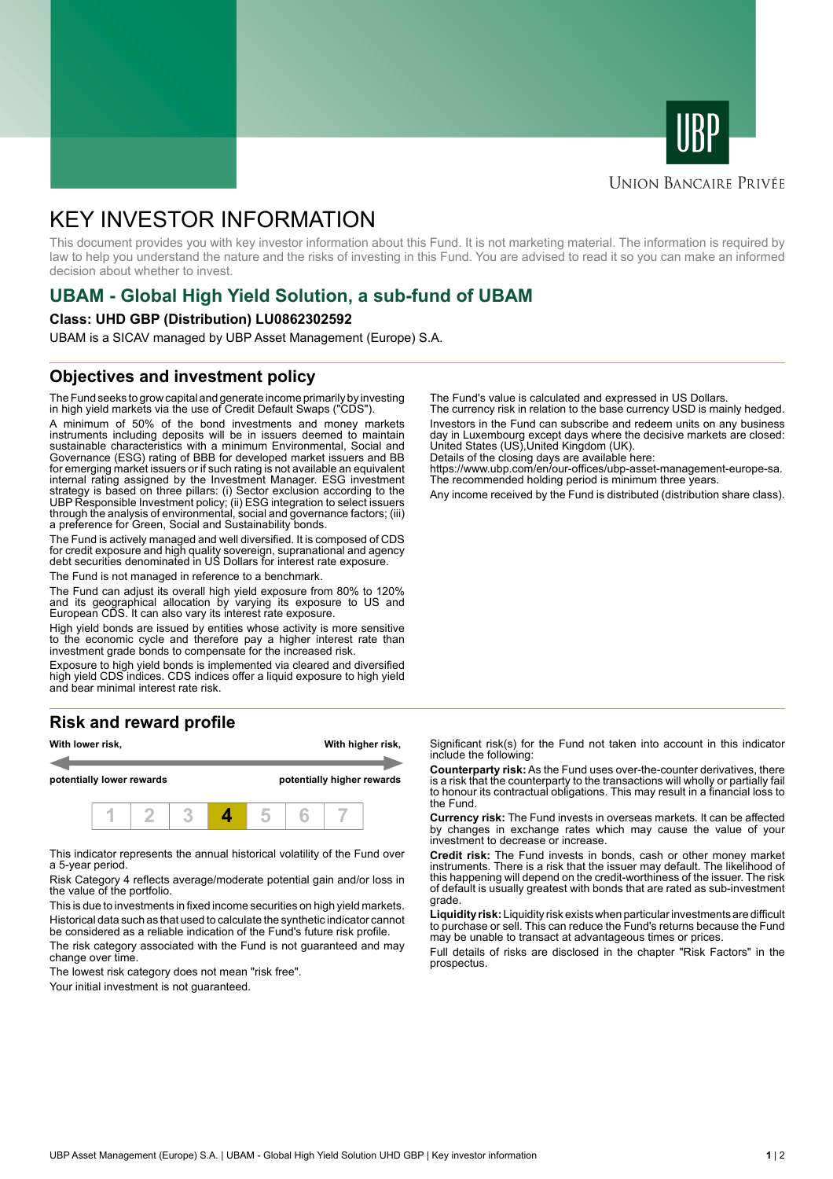UBP

Union Bancaire Privée

# KEY INVESTOR INFORMATION

This document provides you with key investor information about this Fund. It is not marketing material. The information is required by law to help you understand the nature and the risks of investing in this Fund. You are advised to read it so you can make an informed decision about whether to invest.

## UBAM - Global High Yield Solution, a sub-fund of UBAM

**Class: UHD GBP (Distribution) LU0862302592**

UBAM is a SICAV managed by UBP Asset Management (Europe) S.A.

### Objectives and investment policy

The Fund seeks to grow capital and generate income primarily by investing in high yield markets via the use of Credit Default Swaps ("CDS").

A minimum of 50% of the bond investments and money markets instruments including deposits will be in issuers deemed to maintain sustainable characteristics with a minimum Environmental, Social and Governance (ESG) rating of BBB for developed market issuers and BB for emerging market issuers or if such rating is not available an equivalent internal rating assigned by the Investment Manager. ESG investment strategy is based on three pillars: (i) Sector exclusion according to the UBP Responsible Investment policy; (ii) ESG integration to select issuers through the analysis of environmental, social and governance factors; (iii) a preference for Green, Social and Sustainability bonds.

The Fund is actively managed and well diversified. It is composed of CDS for credit exposure and high quality sovereign, supranational and agency debt securities denominated in US Dollars for interest rate exposure.

The Fund is not managed in reference to a benchmark.

The Fund can adjust its overall high yield exposure from 80% to 120% and its geographical allocation by varying its exposure to US and European CDS. It can also vary its interest rate exposure.

High yield bonds are issued by entities whose activity is more sensitive to the economic cycle and therefore pay a higher interest rate than investment grade bonds to compensate for the increased risk.

Exposure to high yield bonds is implemented via cleared and diversified high yield CDS indices. CDS indices offer a liquid exposure to high yield and bear minimal interest rate risk.

The Fund's value is calculated and expressed in US Dollars.
The currency risk in relation to the base currency USD is mainly hedged.

Investors in the Fund can subscribe and redeem units on any business day in Luxembourg except days where the decisive markets are closed: United States (US),United Kingdom (UK).
Details of the closing days are available here:
https://www.ubp.com/en/our-offices/ubp-asset-management-europe-sa.
The recommended holding period is minimum three years.

Any income received by the Fund is distributed (distribution share class).

### Risk and reward profile

**With lower risk,** **potentially lower rewards** ← → **With higher risk,** **potentially higher rewards**

| 1 | 2 | 3 | **4** | 5 | 6 | 7 |
|---|---|---|---|---|---|---|

This indicator represents the annual historical volatility of the Fund over a 5-year period.

Risk Category 4 reflects average/moderate potential gain and/or loss in the value of the portfolio.

This is due to investments in fixed income securities on high yield markets.
Historical data such as that used to calculate the synthetic indicator cannot be considered as a reliable indication of the Fund's future risk profile.

The risk category associated with the Fund is not guaranteed and may change over time.

The lowest risk category does not mean "risk free".

Your initial investment is not guaranteed.

Significant risk(s) for the Fund not taken into account in this indicator include the following:

**Counterparty risk:** As the Fund uses over-the-counter derivatives, there is a risk that the counterparty to the transactions will wholly or partially fail to honour its contractual obligations. This may result in a financial loss to the Fund.

**Currency risk:** The Fund invests in overseas markets. It can be affected by changes in exchange rates which may cause the value of your investment to decrease or increase.

**Credit risk:** The Fund invests in bonds, cash or other money market instruments. There is a risk that the issuer may default. The likelihood of this happening will depend on the credit-worthiness of the issuer. The risk of default is usually greatest with bonds that are rated as sub-investment grade.

**Liquidity risk:** Liquidity risk exists when particular investments are difficult to purchase or sell. This can reduce the Fund's returns because the Fund may be unable to transact at advantageous times or prices.

Full details of risks are disclosed in the chapter "Risk Factors" in the prospectus.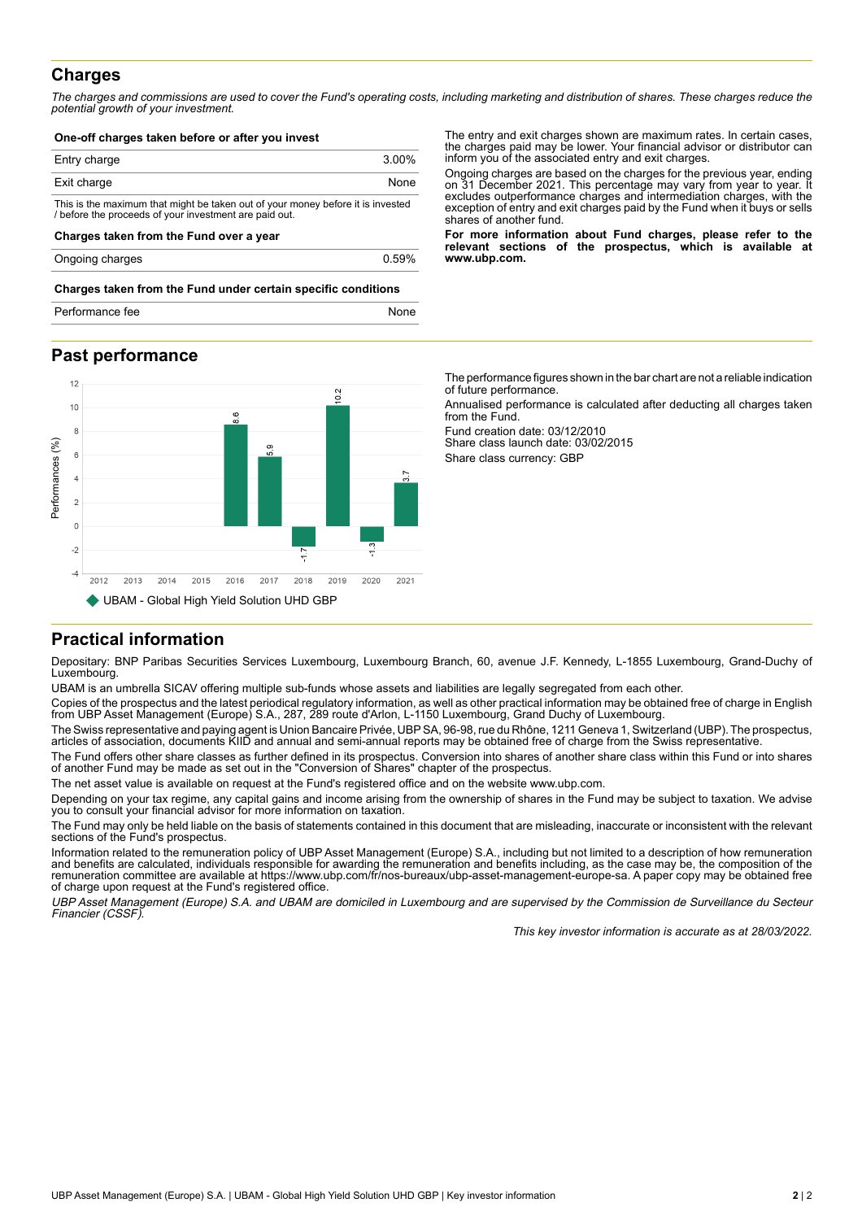## Charges

*The charges and commissions are used to cover the Fund's operating costs, including marketing and distribution of shares. These charges reduce the potential growth of your investment.*

| One-off charges taken before or after you invest | |
|---|---|
| Entry charge | 3.00% |
| Exit charge | None |

This is the maximum that might be taken out of your money before it is invested / before the proceeds of your investment are paid out.

| Charges taken from the Fund over a year | |
|---|---|
| Ongoing charges | 0.59% |

| Charges taken from the Fund under certain specific conditions | |
|---|---|
| Performance fee | None |

The entry and exit charges shown are maximum rates. In certain cases, the charges paid may be lower. Your financial advisor or distributor can inform you of the associated entry and exit charges.

Ongoing charges are based on the charges for the previous year, ending on 31 December 2021. This percentage may vary from year to year. It excludes outperformance charges and intermediation charges, with the exception of entry and exit charges paid by the Fund when it buys or sells shares of another fund.

**For more information about Fund charges, please refer to the relevant sections of the prospectus, which is available at www.ubp.com.**

## Past performance

Performances (%)

12
10
8
6
4
2
0
-2
-4

2012 2013 2014 2015 2016 2017 2018 2019 2020 2021

8.6
5.9
-1.7
10.2
-1.3
3.7

UBAM - Global High Yield Solution UHD GBP

The performance figures shown in the bar chart are not a reliable indication of future performance.

Annualised performance is calculated after deducting all charges taken from the Fund.

Fund creation date: 03/12/2010
Share class launch date: 03/02/2015
Share class currency: GBP

## Practical information

Depositary: BNP Paribas Securities Services Luxembourg, Luxembourg Branch, 60, avenue J.F. Kennedy, L-1855 Luxembourg, Grand-Duchy of Luxembourg.

UBAM is an umbrella SICAV offering multiple sub-funds whose assets and liabilities are legally segregated from each other.

Copies of the prospectus and the latest periodical regulatory information, as well as other practical information may be obtained free of charge in English from UBP Asset Management (Europe) S.A., 287, 289 route d'Arlon, L-1150 Luxembourg, Grand Duchy of Luxembourg.

The Swiss representative and paying agent is Union Bancaire Privée, UBP SA, 96-98, rue du Rhône, 1211 Geneva 1, Switzerland (UBP). The prospectus, articles of association, documents KIID and annual and semi-annual reports may be obtained free of charge from the Swiss representative.

The Fund offers other share classes as further defined in its prospectus. Conversion into shares of another share class within this Fund or into shares of another Fund may be made as set out in the "Conversion of Shares" chapter of the prospectus.

The net asset value is available on request at the Fund's registered office and on the website www.ubp.com.

Depending on your tax regime, any capital gains and income arising from the ownership of shares in the Fund may be subject to taxation. We advise you to consult your financial advisor for more information on taxation.

The Fund may only be held liable on the basis of statements contained in this document that are misleading, inaccurate or inconsistent with the relevant sections of the Fund's prospectus.

Information related to the remuneration policy of UBP Asset Management (Europe) S.A., including but not limited to a description of how remuneration and benefits are calculated, individuals responsible for awarding the remuneration and benefits including, as the case may be, the composition of the remuneration committee are available at https://www.ubp.com/fr/nos-bureaux/ubp-asset-management-europe-sa. A paper copy may be obtained free of charge upon request at the Fund's registered office.

*UBP Asset Management (Europe) S.A. and UBAM are domiciled in Luxembourg and are supervised by the Commission de Surveillance du Secteur Financier (CSSF).*

*This key investor information is accurate as at 28/03/2022.*